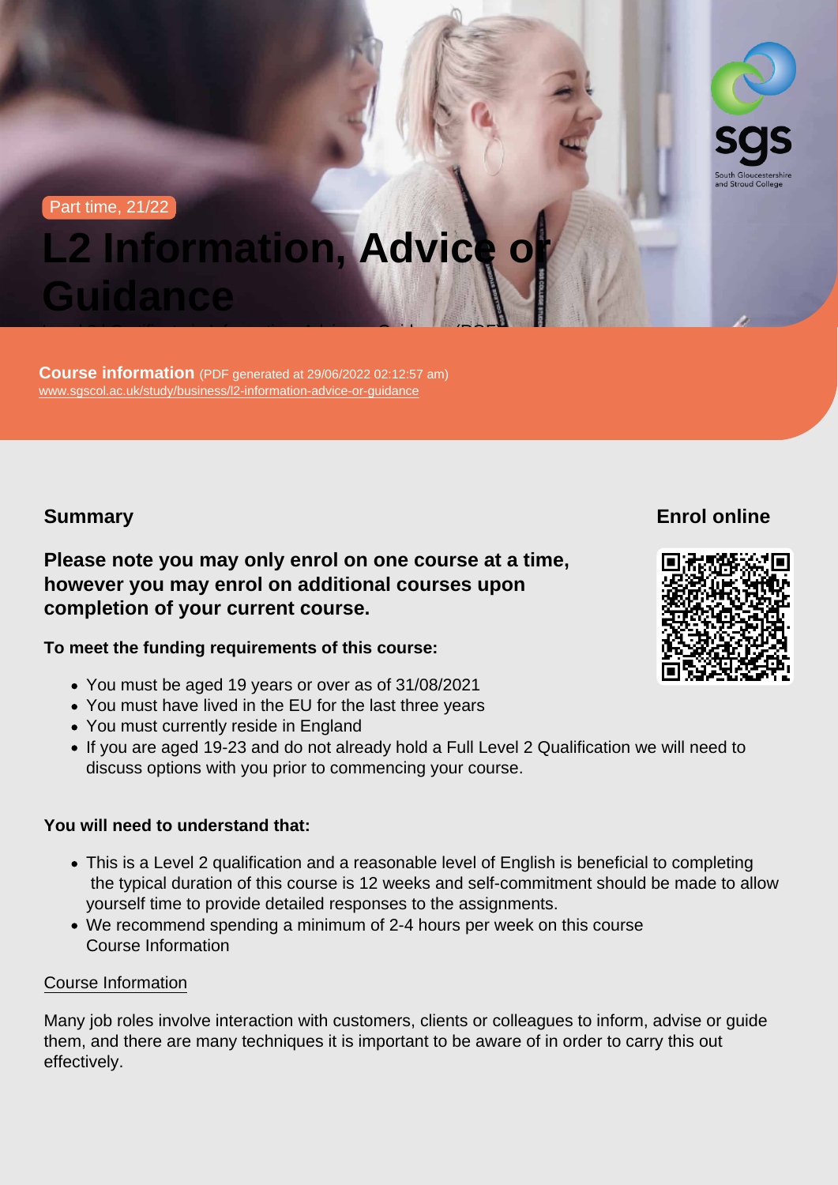Part time, 21/22

# L2 Information, Advice or Guidance

**Course information** (PDF generated at 29/06/2022 02:12:57 am)
www.sgscol.ac.uk/study/business/l2-information-advice-or-guidance

## Summary

**Enrol online**

**Please note you may only enrol on one course at a time, however you may enrol on additional courses upon completion of your current course.**

**To meet the funding requirements of this course:**

- You must be aged 19 years or over as of 31/08/2021
- You must have lived in the EU for the last three years
- You must currently reside in England
- If you are aged 19-23 and do not already hold a Full Level 2 Qualification we will need to discuss options with you prior to commencing your course.

**You will need to understand that:**

- This is a Level 2 qualification and a reasonable level of English is beneficial to completing the typical duration of this course is 12 weeks and self-commitment should be made to allow yourself time to provide detailed responses to the assignments.
- We recommend spending a minimum of 2-4 hours per week on this course
  Course Information

Course Information

Many job roles involve interaction with customers, clients or colleagues to inform, advise or guide them, and there are many techniques it is important to be aware of in order to carry this out effectively.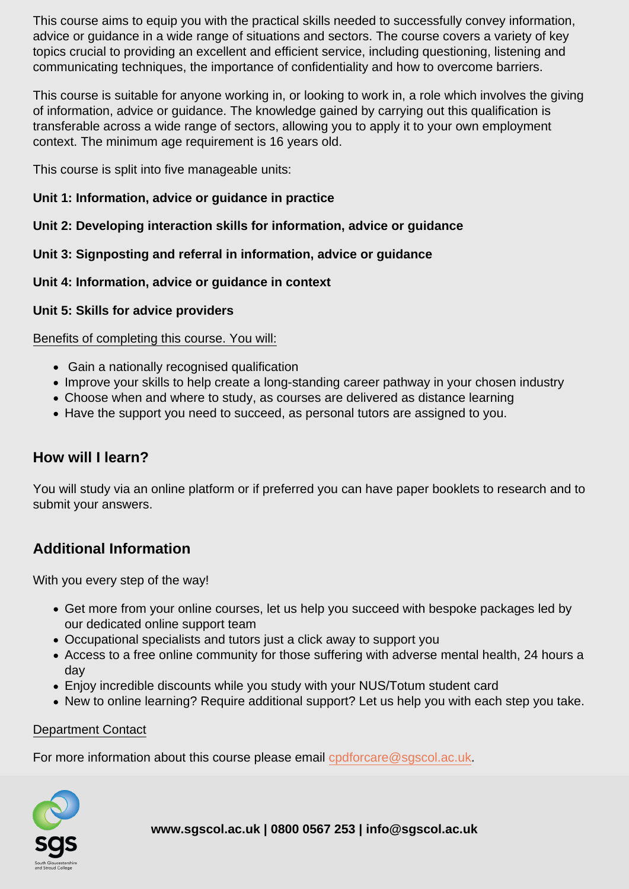This course aims to equip you with the practical skills needed to successfully convey information, advice or guidance in a wide range of situations and sectors. The course covers a variety of key topics crucial to providing an excellent and efficient service, including questioning, listening and communicating techniques, the importance of confidentiality and how to overcome barriers.

This course is suitable for anyone working in, or looking to work in, a role which involves the giving of information, advice or guidance. The knowledge gained by carrying out this qualification is transferable across a wide range of sectors, allowing you to apply it to your own employment context. The minimum age requirement is 16 years old.

This course is split into five manageable units:

**Unit 1: Information, advice or guidance in practice**

**Unit 2: Developing interaction skills for information, advice or guidance**

**Unit 3: Signposting and referral in information, advice or guidance**

**Unit 4: Information, advice or guidance in context**

**Unit 5: Skills for advice providers**

Benefits of completing this course. You will:

- Gain a nationally recognised qualification
- Improve your skills to help create a long-standing career pathway in your chosen industry
- Choose when and where to study, as courses are delivered as distance learning
- Have the support you need to succeed, as personal tutors are assigned to you.

## How will I learn?

You will study via an online platform or if preferred you can have paper booklets to research and to submit your answers.

## Additional Information

With you every step of the way!

- Get more from your online courses, let us help you succeed with bespoke packages led by our dedicated online support team
- Occupational specialists and tutors just a click away to support you
- Access to a free online community for those suffering with adverse mental health, 24 hours a day
- Enjoy incredible discounts while you study with your NUS/Totum student card
- New to online learning? Require additional support? Let us help you with each step you take.

Department Contact

For more information about this course please email cpdforcare@sgscol.ac.uk.

sgs South Gloucestershire and Stroud College

**www.sgscol.ac.uk | 0800 0567 253 | info@sgscol.ac.uk**